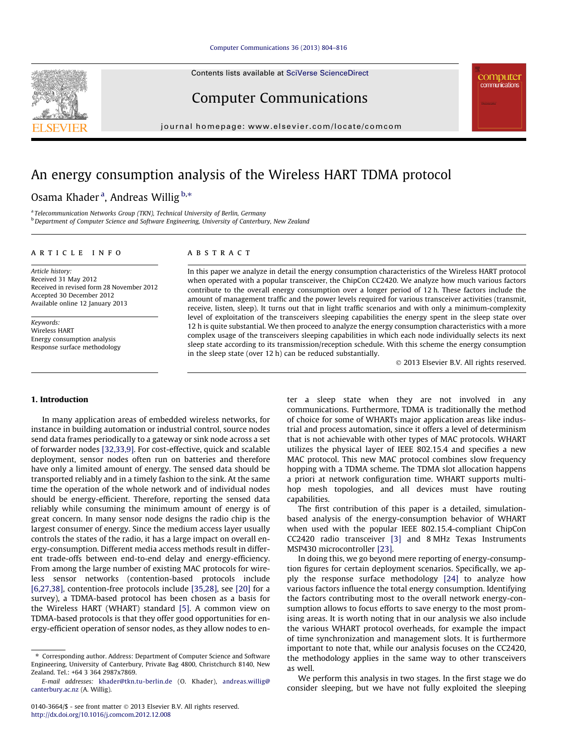# An energy consumption analysis of the Wireless HART TDMA protocol

Osama Khader [a], Andreas Willig [b,*]

[a] Telecommunication Networks Group (TKN), Technical University of Berlin, Germany

[b] Department of Computer Science and Software Engineering, University of Canterbury, New Zealand

## ARTICLE INFO

*Article history:*
Received 31 May 2012
Received in revised form 28 November 2012
Accepted 30 December 2012
Available online 12 January 2013

*Keywords:*
Wireless HART
Energy consumption analysis
Response surface methodology

## ABSTRACT

In this paper we analyze in detail the energy consumption characteristics of the Wireless HART protocol when operated with a popular transceiver, the ChipCon CC2420. We analyze how much various factors contribute to the overall energy consumption over a longer period of 12 h. These factors include the amount of management traffic and the power levels required for various transceiver activities (transmit, receive, listen, sleep). It turns out that in light traffic scenarios and with only a minimum-complexity level of exploitation of the transceivers sleeping capabilities the energy spent in the sleep state over 12 h is quite substantial. We then proceed to analyze the energy consumption characteristics with a more complex usage of the transceivers sleeping capabilities in which each node individually selects its next sleep state according to its transmission/reception schedule. With this scheme the energy consumption in the sleep state (over 12 h) can be reduced substantially.

© 2013 Elsevier B.V. All rights reserved.

## 1. Introduction

In many application areas of embedded wireless networks, for instance in building automation or industrial control, source nodes send data frames periodically to a gateway or sink node across a set of forwarder nodes [32,33,9]. For cost-effective, quick and scalable deployment, sensor nodes often run on batteries and therefore have only a limited amount of energy. The sensed data should be transported reliably and in a timely fashion to the sink. At the same time the operation of the whole network and of individual nodes should be energy-efficient. Therefore, reporting the sensed data reliably while consuming the minimum amount of energy is of great concern. In many sensor node designs the radio chip is the largest consumer of energy. Since the medium access layer usually controls the states of the radio, it has a large impact on overall energy-consumption. Different media access methods result in different trade-offs between end-to-end delay and energy-efficiency. From among the large number of existing MAC protocols for wireless sensor networks (contention-based protocols include [6,27,38], contention-free protocols include [35,28], see [20] for a survey), a TDMA-based protocol has been chosen as a basis for the Wireless HART (WHART) standard [5]. A common view on TDMA-based protocols is that they offer good opportunities for energy-efficient operation of sensor nodes, as they allow nodes to enter a sleep state when they are not involved in any communications. Furthermore, TDMA is traditionally the method of choice for some of WHARTs major application areas like industrial and process automation, since it offers a level of determinism that is not achievable with other types of MAC protocols. WHART utilizes the physical layer of IEEE 802.15.4 and specifies a new MAC protocol. This new MAC protocol combines slow frequency hopping with a TDMA scheme. The TDMA slot allocation happens a priori at network configuration time. WHART supports multi-hop mesh topologies, and all devices must have routing capabilities.

The first contribution of this paper is a detailed, simulation-based analysis of the energy-consumption behavior of WHART when used with the popular IEEE 802.15.4-compliant ChipCon CC2420 radio transceiver [3] and 8 MHz Texas Instruments MSP430 microcontroller [23].

In doing this, we go beyond mere reporting of energy-consumption figures for certain deployment scenarios. Specifically, we apply the response surface methodology [24] to analyze how various factors influence the total energy consumption. Identifying the factors contributing most to the overall network energy-consumption allows to focus efforts to save energy to the most promising areas. It is worth noting that in our analysis we also include the various WHART protocol overheads, for example the impact of time synchronization and management slots. It is furthermore important to note that, while our analysis focuses on the CC2420, the methodology applies in the same way to other transceivers as well.

We perform this analysis in two stages. In the first stage we do consider sleeping, but we have not fully exploited the sleeping

---

* Corresponding author. Address: Department of Computer Science and Software Engineering, University of Canterbury, Private Bag 4800, Christchurch 8140, New Zealand. Tel.: +64 3 364 2987x7869.

*E-mail addresses:* khader@tkn.tu-berlin.de (O. Khader), andreas.willig@canterbury.ac.nz (A. Willig).

0140-3664/$ - see front matter © 2013 Elsevier B.V. All rights reserved.
http://dx.doi.org/10.1016/j.comcom.2012.12.008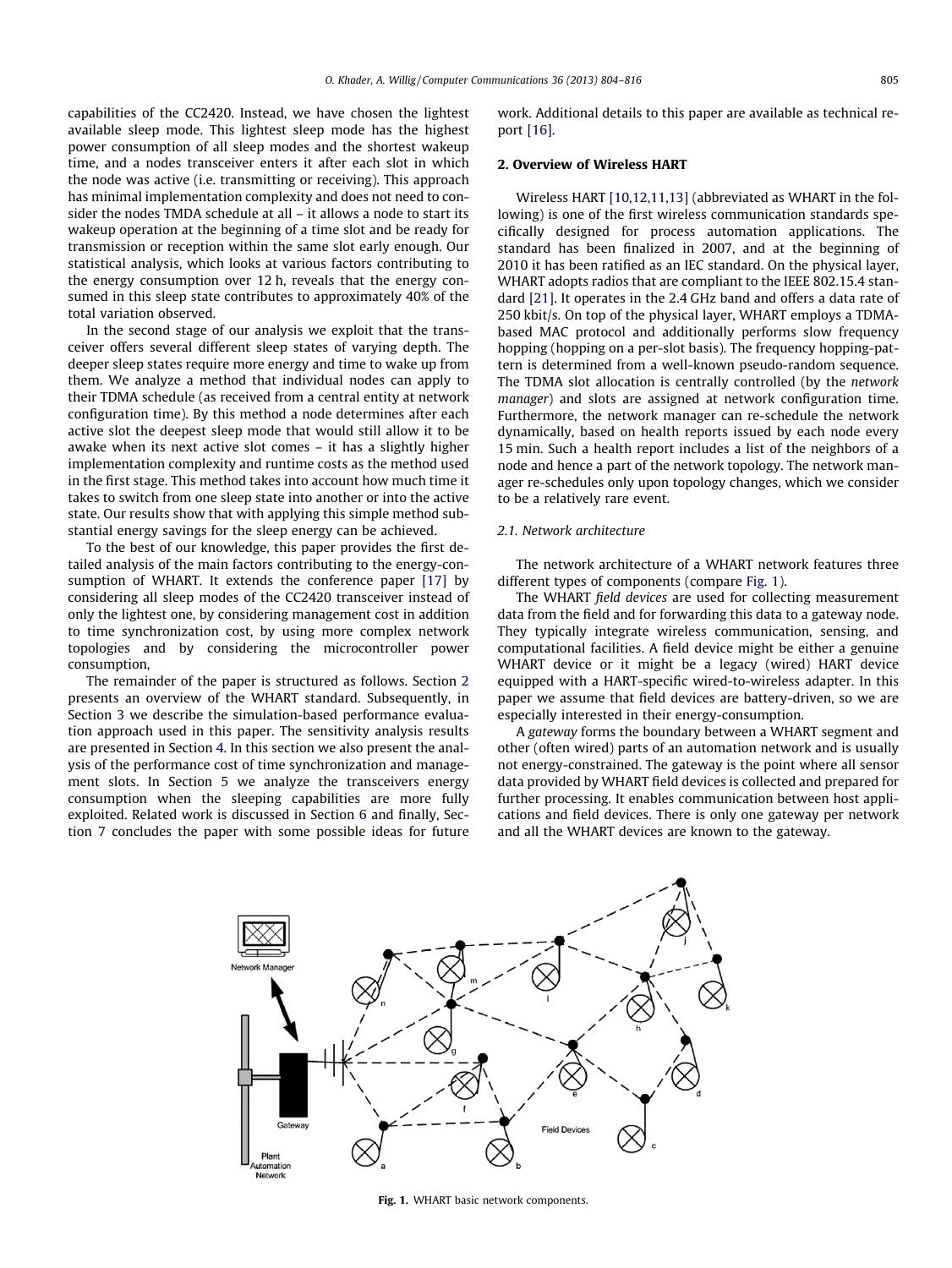capabilities of the CC2420. Instead, we have chosen the lightest available sleep mode. This lightest sleep mode has the highest power consumption of all sleep modes and the shortest wakeup time, and a nodes transceiver enters it after each slot in which the node was active (i.e. transmitting or receiving). This approach has minimal implementation complexity and does not need to consider the nodes TMDA schedule at all – it allows a node to start its wakeup operation at the beginning of a time slot and be ready for transmission or reception within the same slot early enough. Our statistical analysis, which looks at various factors contributing to the energy consumption over 12 h, reveals that the energy consumed in this sleep state contributes to approximately 40% of the total variation observed.

In the second stage of our analysis we exploit that the transceiver offers several different sleep states of varying depth. The deeper sleep states require more energy and time to wake up from them. We analyze a method that individual nodes can apply to their TDMA schedule (as received from a central entity at network configuration time). By this method a node determines after each active slot the deepest sleep mode that would still allow it to be awake when its next active slot comes – it has a slightly higher implementation complexity and runtime costs as the method used in the first stage. This method takes into account how much time it takes to switch from one sleep state into another or into the active state. Our results show that with applying this simple method substantial energy savings for the sleep energy can be achieved.

To the best of our knowledge, this paper provides the first detailed analysis of the main factors contributing to the energy-consumption of WHART. It extends the conference paper [17] by considering all sleep modes of the CC2420 transceiver instead of only the lightest one, by considering management cost in addition to time synchronization cost, by using more complex network topologies and by considering the microcontroller power consumption,

The remainder of the paper is structured as follows. Section 2 presents an overview of the WHART standard. Subsequently, in Section 3 we describe the simulation-based performance evaluation approach used in this paper. The sensitivity analysis results are presented in Section 4. In this section we also present the analysis of the performance cost of time synchronization and management slots. In Section 5 we analyze the transceivers energy consumption when the sleeping capabilities are more fully exploited. Related work is discussed in Section 6 and finally, Section 7 concludes the paper with some possible ideas for future work. Additional details to this paper are available as technical report [16].

## 2. Overview of Wireless HART

Wireless HART [10,12,11,13] (abbreviated as WHART in the following) is one of the first wireless communication standards specifically designed for process automation applications. The standard has been finalized in 2007, and at the beginning of 2010 it has been ratified as an IEC standard. On the physical layer, WHART adopts radios that are compliant to the IEEE 802.15.4 standard [21]. It operates in the 2.4 GHz band and offers a data rate of 250 kbit/s. On top of the physical layer, WHART employs a TDMA-based MAC protocol and additionally performs slow frequency hopping (hopping on a per-slot basis). The frequency hopping-pattern is determined from a well-known pseudo-random sequence. The TDMA slot allocation is centrally controlled (by the *network manager*) and slots are assigned at network configuration time. Furthermore, the network manager can re-schedule the network dynamically, based on health reports issued by each node every 15 min. Such a health report includes a list of the neighbors of a node and hence a part of the network topology. The network manager re-schedules only upon topology changes, which we consider to be a relatively rare event.

### 2.1. Network architecture

The network architecture of a WHART network features three different types of components (compare Fig. 1).

The WHART *field devices* are used for collecting measurement data from the field and for forwarding this data to a gateway node. They typically integrate wireless communication, sensing, and computational facilities. A field device might be either a genuine WHART device or it might be a legacy (wired) HART device equipped with a HART-specific wired-to-wireless adapter. In this paper we assume that field devices are battery-driven, so we are especially interested in their energy-consumption.

A *gateway* forms the boundary between a WHART segment and other (often wired) parts of an automation network and is usually not energy-constrained. The gateway is the point where all sensor data provided by WHART field devices is collected and prepared for further processing. It enables communication between host applications and field devices. There is only one gateway per network and all the WHART devices are known to the gateway.

Network Manager

Gateway

Plant Automation Network

Field Devices

a b c d e f g h j k l m n

**Fig. 1.** WHART basic network components.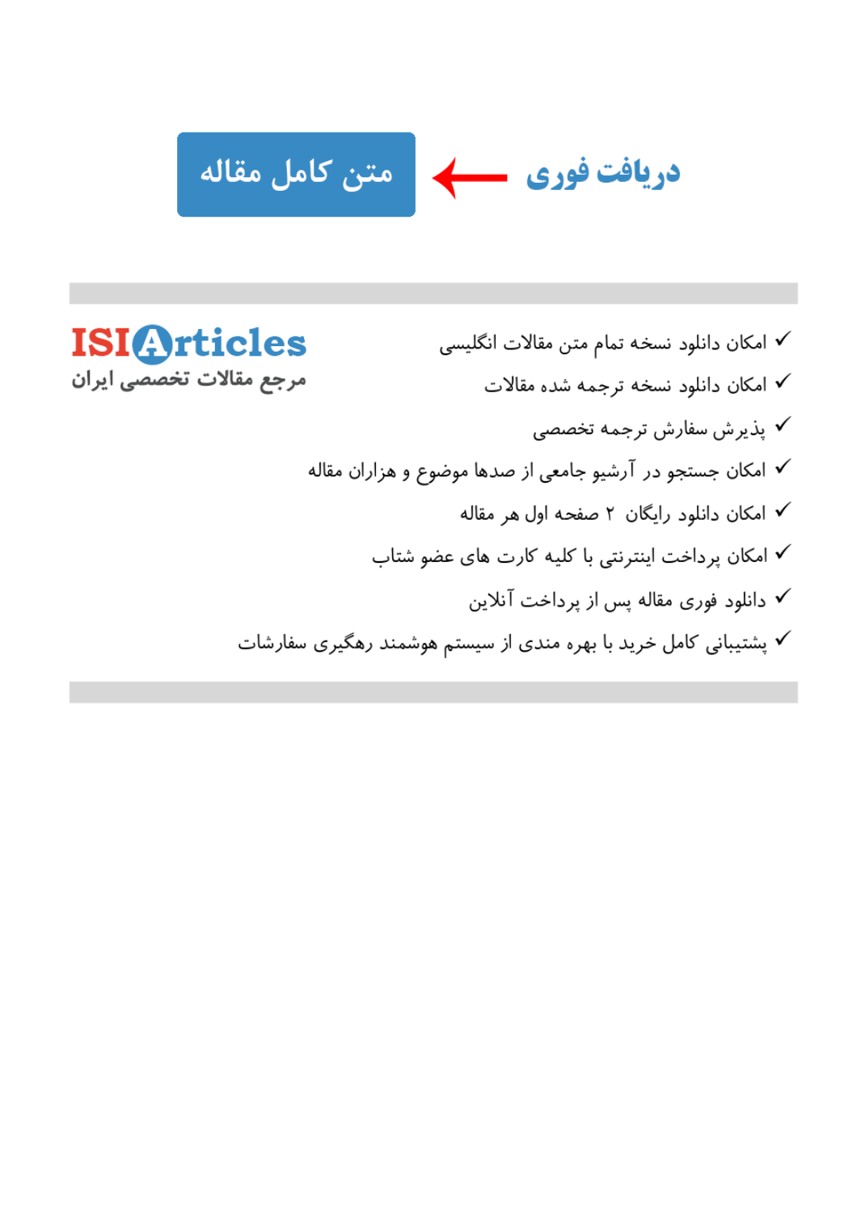دریافت فوری ← **متن کامل مقاله**

**ISIArticles**

مرجع مقالات تخصصی ایران

- ✓ امکان دانلود نسخه تمام متن مقالات انگلیسی
- ✓ امکان دانلود نسخه ترجمه شده مقالات
- ✓ پذیرش سفارش ترجمه تخصصی
- ✓ امکان جستجو در آرشیو جامعی از صدها موضوع و هزاران مقاله
- ✓ امکان دانلود رایگان ۲ صفحه اول هر مقاله
- ✓ امکان پرداخت اینترنتی با کلیه کارت های عضو شتاب
- ✓ دانلود فوری مقاله پس از پرداخت آنلاین
- ✓ پشتیبانی کامل خرید با بهره مندی از سیستم هوشمند رهگیری سفارشات